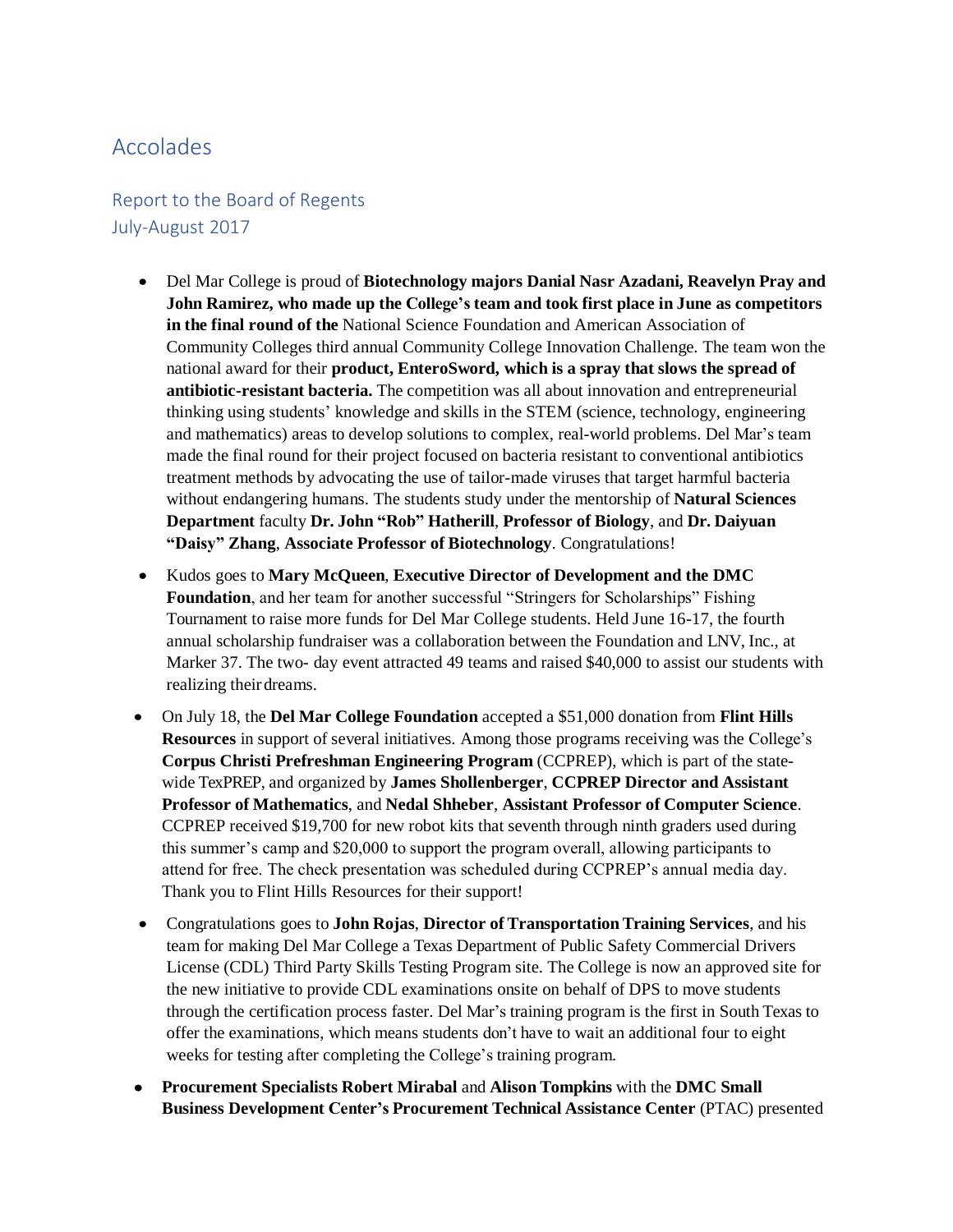# Accolades

## Report to the Board of Regents
## July-August 2017

- Del Mar College is proud of **Biotechnology majors Danial Nasr Azadani, Reavelyn Pray and John Ramirez, who made up the College's team and took first place in June as competitors in the final round of the** National Science Foundation and American Association of Community Colleges third annual Community College Innovation Challenge. The team won the national award for their **product, EnteroSword, which is a spray that slows the spread of antibiotic-resistant bacteria.** The competition was all about innovation and entrepreneurial thinking using students' knowledge and skills in the STEM (science, technology, engineering and mathematics) areas to develop solutions to complex, real-world problems. Del Mar's team made the final round for their project focused on bacteria resistant to conventional antibiotics treatment methods by advocating the use of tailor-made viruses that target harmful bacteria without endangering humans. The students study under the mentorship of **Natural Sciences Department** faculty **Dr. John "Rob" Hatherill**, **Professor of Biology**, and **Dr. Daiyuan "Daisy" Zhang**, **Associate Professor of Biotechnology**. Congratulations!

- Kudos goes to **Mary McQueen**, **Executive Director of Development and the DMC Foundation**, and her team for another successful "Stringers for Scholarships" Fishing Tournament to raise more funds for Del Mar College students. Held June 16-17, the fourth annual scholarship fundraiser was a collaboration between the Foundation and LNV, Inc., at Marker 37. The two- day event attracted 49 teams and raised $40,000 to assist our students with realizing their dreams.

- On July 18, the **Del Mar College Foundation** accepted a $51,000 donation from **Flint Hills Resources** in support of several initiatives. Among those programs receiving was the College's **Corpus Christi Prefreshman Engineering Program** (CCPREP), which is part of the state-wide TexPREP, and organized by **James Shollenberger**, **CCPREP Director and Assistant Professor of Mathematics**, and **Nedal Shheber**, **Assistant Professor of Computer Science**. CCPREP received $19,700 for new robot kits that seventh through ninth graders used during this summer's camp and $20,000 to support the program overall, allowing participants to attend for free. The check presentation was scheduled during CCPREP's annual media day. Thank you to Flint Hills Resources for their support!

- Congratulations goes to **John Rojas**, **Director of Transportation Training Services**, and his team for making Del Mar College a Texas Department of Public Safety Commercial Drivers License (CDL) Third Party Skills Testing Program site. The College is now an approved site for the new initiative to provide CDL examinations onsite on behalf of DPS to move students through the certification process faster. Del Mar's training program is the first in South Texas to offer the examinations, which means students don't have to wait an additional four to eight weeks for testing after completing the College's training program.

- **Procurement Specialists Robert Mirabal** and **Alison Tompkins** with the **DMC Small Business Development Center's Procurement Technical Assistance Center** (PTAC) presented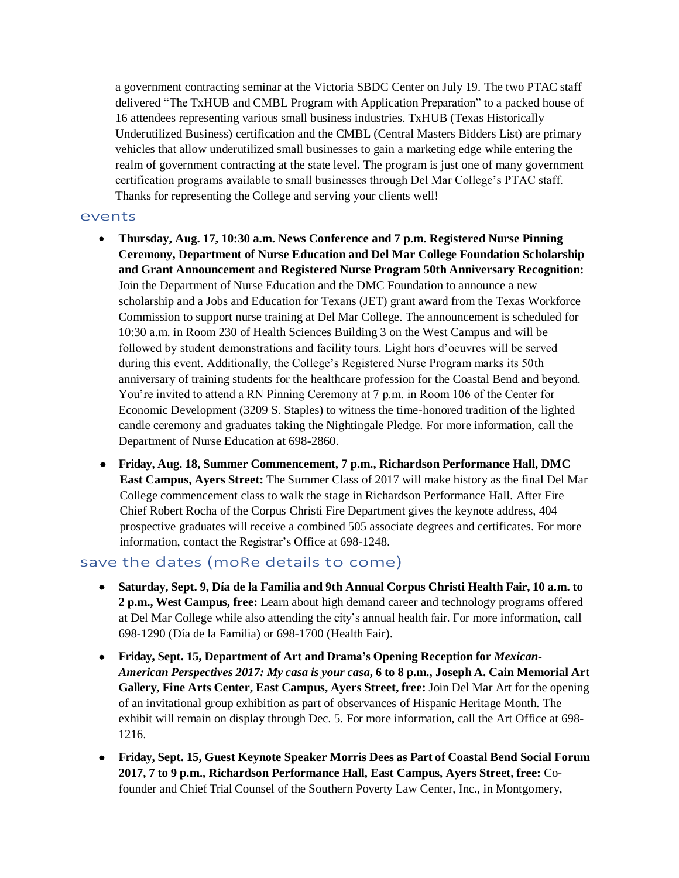a government contracting seminar at the Victoria SBDC Center on July 19. The two PTAC staff delivered "The TxHUB and CMBL Program with Application Preparation" to a packed house of 16 attendees representing various small business industries. TxHUB (Texas Historically Underutilized Business) certification and the CMBL (Central Masters Bidders List) are primary vehicles that allow underutilized small businesses to gain a marketing edge while entering the realm of government contracting at the state level. The program is just one of many government certification programs available to small businesses through Del Mar College's PTAC staff. Thanks for representing the College and serving your clients well!

## events

- **Thursday, Aug. 17, 10:30 a.m. News Conference and 7 p.m. Registered Nurse Pinning Ceremony, Department of Nurse Education and Del Mar College Foundation Scholarship and Grant Announcement and Registered Nurse Program 50th Anniversary Recognition:** Join the Department of Nurse Education and the DMC Foundation to announce a new scholarship and a Jobs and Education for Texans (JET) grant award from the Texas Workforce Commission to support nurse training at Del Mar College. The announcement is scheduled for 10:30 a.m. in Room 230 of Health Sciences Building 3 on the West Campus and will be followed by student demonstrations and facility tours. Light hors d'oeuvres will be served during this event. Additionally, the College's Registered Nurse Program marks its 50th anniversary of training students for the healthcare profession for the Coastal Bend and beyond. You're invited to attend a RN Pinning Ceremony at 7 p.m. in Room 106 of the Center for Economic Development (3209 S. Staples) to witness the time-honored tradition of the lighted candle ceremony and graduates taking the Nightingale Pledge. For more information, call the Department of Nurse Education at 698-2860.
- **Friday, Aug. 18, Summer Commencement, 7 p.m., Richardson Performance Hall, DMC East Campus, Ayers Street:** The Summer Class of 2017 will make history as the final Del Mar College commencement class to walk the stage in Richardson Performance Hall. After Fire Chief Robert Rocha of the Corpus Christi Fire Department gives the keynote address, 404 prospective graduates will receive a combined 505 associate degrees and certificates. For more information, contact the Registrar's Office at 698-1248.

## save the dates (moRe details to come)

- **Saturday, Sept. 9, Día de la Familia and 9th Annual Corpus Christi Health Fair, 10 a.m. to 2 p.m., West Campus, free:** Learn about high demand career and technology programs offered at Del Mar College while also attending the city's annual health fair. For more information, call 698-1290 (Día de la Familia) or 698-1700 (Health Fair).
- **Friday, Sept. 15, Department of Art and Drama's Opening Reception for *Mexican-American Perspectives 2017: My casa is your casa*, 6 to 8 p.m., Joseph A. Cain Memorial Art Gallery, Fine Arts Center, East Campus, Ayers Street, free:** Join Del Mar Art for the opening of an invitational group exhibition as part of observances of Hispanic Heritage Month. The exhibit will remain on display through Dec. 5. For more information, call the Art Office at 698-1216.
- **Friday, Sept. 15, Guest Keynote Speaker Morris Dees as Part of Coastal Bend Social Forum 2017, 7 to 9 p.m., Richardson Performance Hall, East Campus, Ayers Street, free:** Co-founder and Chief Trial Counsel of the Southern Poverty Law Center, Inc., in Montgomery,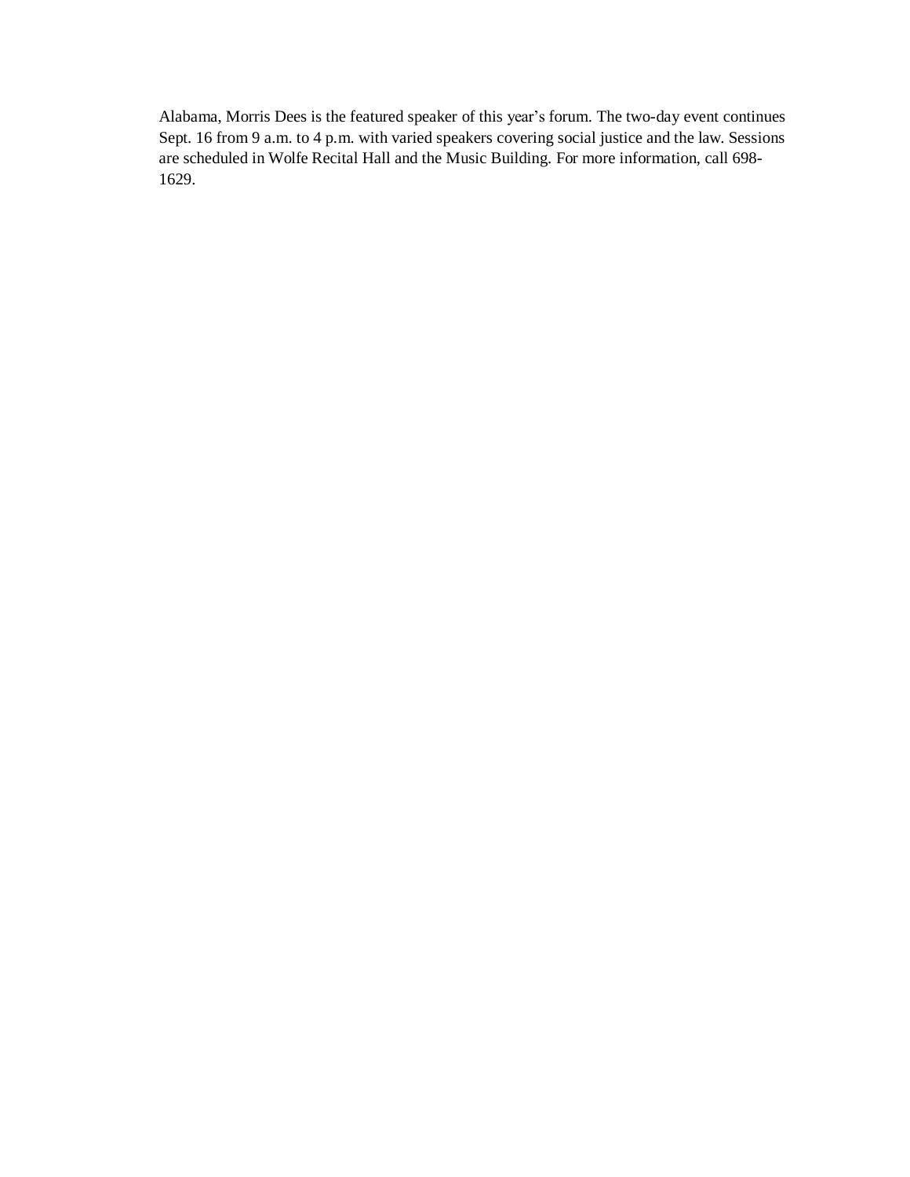Alabama, Morris Dees is the featured speaker of this year's forum. The two-day event continues Sept. 16 from 9 a.m. to 4 p.m. with varied speakers covering social justice and the law. Sessions are scheduled in Wolfe Recital Hall and the Music Building. For more information, call 698-1629.